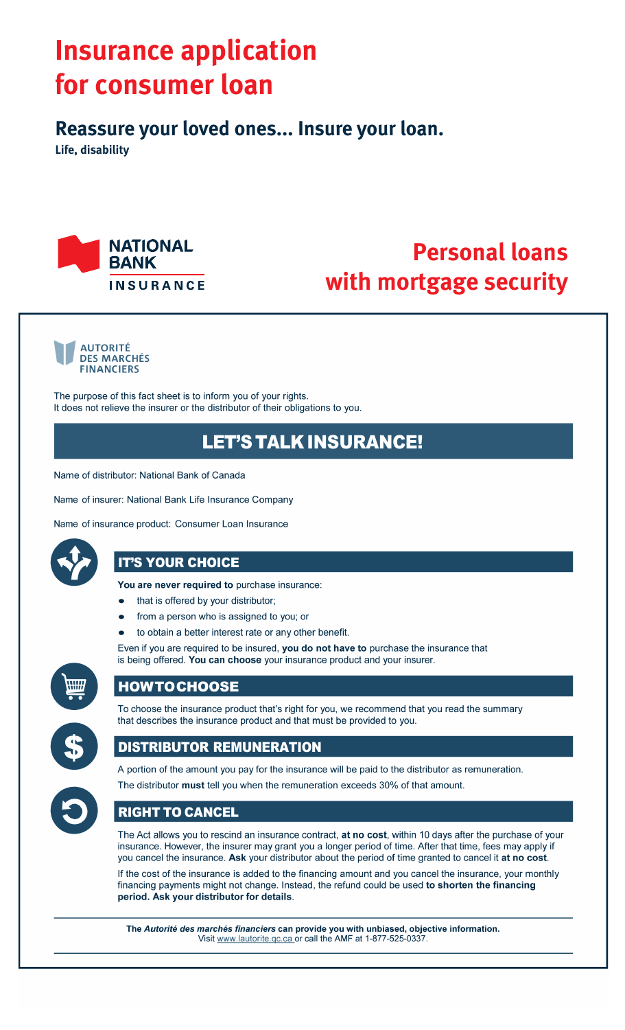# Insurance application for consumer loan

## Reassure your loved ones... Insure your loan.

**Life, disability**

NATIONAL BANK INSURANCE

## Personal loans with mortgage security

AUTORITÉ DES MARCHÉS FINANCIERS

The purpose of this fact sheet is to inform you of your rights.
It does not relieve the insurer or the distributor of their obligations to you.

## LET'S TALK INSURANCE!

Name of distributor: National Bank of Canada

Name of insurer: National Bank Life Insurance Company

Name of insurance product: Consumer Loan Insurance

### IT'S YOUR CHOICE

**You are never required to** purchase insurance:

- that is offered by your distributor;
- from a person who is assigned to you; or
- to obtain a better interest rate or any other benefit.

Even if you are required to be insured, **you do not have to** purchase the insurance that is being offered. **You can choose** your insurance product and your insurer.

### HOW TO CHOOSE

To choose the insurance product that's right for you, we recommend that you read the summary that describes the insurance product and that must be provided to you.

### DISTRIBUTOR REMUNERATION

A portion of the amount you pay for the insurance will be paid to the distributor as remuneration.

The distributor **must** tell you when the remuneration exceeds 30% of that amount.

### RIGHT TO CANCEL

The Act allows you to rescind an insurance contract, **at no cost**, within 10 days after the purchase of your insurance. However, the insurer may grant you a longer period of time. After that time, fees may apply if you cancel the insurance. **Ask** your distributor about the period of time granted to cancel it **at no cost**.

If the cost of the insurance is added to the financing amount and you cancel the insurance, your monthly financing payments might not change. Instead, the refund could be used **to shorten the financing period. Ask your distributor for details**.

**The *Autorité des marchés financiers* can provide you with unbiased, objective information.**
Visit www.lautorite.qc.ca or call the AMF at 1-877-525-0337.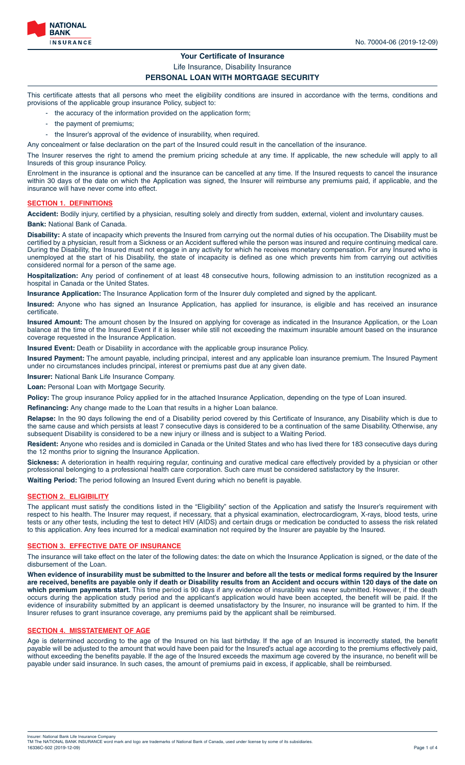No. 70004-06 (2019-12-09)

# Your Certificate of Insurance

Life Insurance, Disability Insurance

**PERSONAL LOAN WITH MORTGAGE SECURITY**

This certificate attests that all persons who meet the eligibility conditions are insured in accordance with the terms, conditions and provisions of the applicable group insurance Policy, subject to:

- the accuracy of the information provided on the application form;
- the payment of premiums;
- the Insurer's approval of the evidence of insurability, when required.

Any concealment or false declaration on the part of the Insured could result in the cancellation of the insurance.

The Insurer reserves the right to amend the premium pricing schedule at any time. If applicable, the new schedule will apply to all Insureds of this group insurance Policy.

Enrolment in the insurance is optional and the insurance can be cancelled at any time. If the Insured requests to cancel the insurance within 30 days of the date on which the Application was signed, the Insurer will reimburse any premiums paid, if applicable, and the insurance will have never come into effect.

## SECTION 1. DEFINITIONS

**Accident:** Bodily injury, certified by a physician, resulting solely and directly from sudden, external, violent and involuntary causes.

**Bank:** National Bank of Canada.

**Disability:** A state of incapacity which prevents the Insured from carrying out the normal duties of his occupation. The Disability must be certified by a physician, result from a Sickness or an Accident suffered while the person was insured and require continuing medical care. During the Disability, the Insured must not engage in any activity for which he receives monetary compensation. For any Insured who is unemployed at the start of his Disability, the state of incapacity is defined as one which prevents him from carrying out activities considered normal for a person of the same age.

**Hospitalization:** Any period of confinement of at least 48 consecutive hours, following admission to an institution recognized as a hospital in Canada or the United States.

**Insurance Application:** The Insurance Application form of the Insurer duly completed and signed by the applicant.

**Insured:** Anyone who has signed an Insurance Application, has applied for insurance, is eligible and has received an insurance certificate.

**Insured Amount:** The amount chosen by the Insured on applying for coverage as indicated in the Insurance Application, or the Loan balance at the time of the Insured Event if it is lesser while still not exceeding the maximum insurable amount based on the insurance coverage requested in the Insurance Application.

**Insured Event:** Death or Disability in accordance with the applicable group insurance Policy.

**Insured Payment:** The amount payable, including principal, interest and any applicable loan insurance premium. The Insured Payment under no circumstances includes principal, interest or premiums past due at any given date.

**Insurer:** National Bank Life Insurance Company.

**Loan:** Personal Loan with Mortgage Security.

**Policy:** The group insurance Policy applied for in the attached Insurance Application, depending on the type of Loan insured.

**Refinancing:** Any change made to the Loan that results in a higher Loan balance.

**Relapse:** In the 90 days following the end of a Disability period covered by this Certificate of Insurance, any Disability which is due to the same cause and which persists at least 7 consecutive days is considered to be a continuation of the same Disability. Otherwise, any subsequent Disability is considered to be a new injury or illness and is subject to a Waiting Period.

**Resident:** Anyone who resides and is domiciled in Canada or the United States and who has lived there for 183 consecutive days during the 12 months prior to signing the Insurance Application.

**Sickness:** A deterioration in health requiring regular, continuing and curative medical care effectively provided by a physician or other professional belonging to a professional health care corporation. Such care must be considered satisfactory by the Insurer.

**Waiting Period:** The period following an Insured Event during which no benefit is payable.

## SECTION 2. ELIGIBILITY

The applicant must satisfy the conditions listed in the "Eligibility" section of the Application and satisfy the Insurer's requirement with respect to his health. The Insurer may request, if necessary, that a physical examination, electrocardiogram, X-rays, blood tests, urine tests or any other tests, including the test to detect HIV (AIDS) and certain drugs or medication be conducted to assess the risk related to this application. Any fees incurred for a medical examination not required by the Insurer are payable by the Insured.

## SECTION 3. EFFECTIVE DATE OF INSURANCE

The insurance will take effect on the later of the following dates: the date on which the Insurance Application is signed, or the date of the disbursement of the Loan.

**When evidence of insurability must be submitted to the Insurer and before all the tests or medical forms required by the Insurer are received, benefits are payable only if death or Disability results from an Accident and occurs within 120 days of the date on which premium payments start.** This time period is 90 days if any evidence of insurability was never submitted. However, if the death occurs during the application study period and the applicant's application would have been accepted, the benefit will be paid. If the evidence of insurability submitted by an applicant is deemed unsatisfactory by the Insurer, no insurance will be granted to him. If the Insurer refuses to grant insurance coverage, any premiums paid by the applicant shall be reimbursed.

## SECTION 4. MISSTATEMENT OF AGE

Age is determined according to the age of the Insured on his last birthday. If the age of an Insured is incorrectly stated, the benefit payable will be adjusted to the amount that would have been paid for the Insured's actual age according to the premiums effectively paid, without exceeding the benefits payable. If the age of the Insured exceeds the maximum age covered by the insurance, no benefit will be payable under said insurance. In such cases, the amount of premiums paid in excess, if applicable, shall be reimbursed.

Insurer: National Bank Life Insurance Company
TM The NATIONAL BANK INSURANCE word mark and logo are trademarks of National Bank of Canada, used under license by some of its subsidiaries.
16336C-502 (2019-12-09)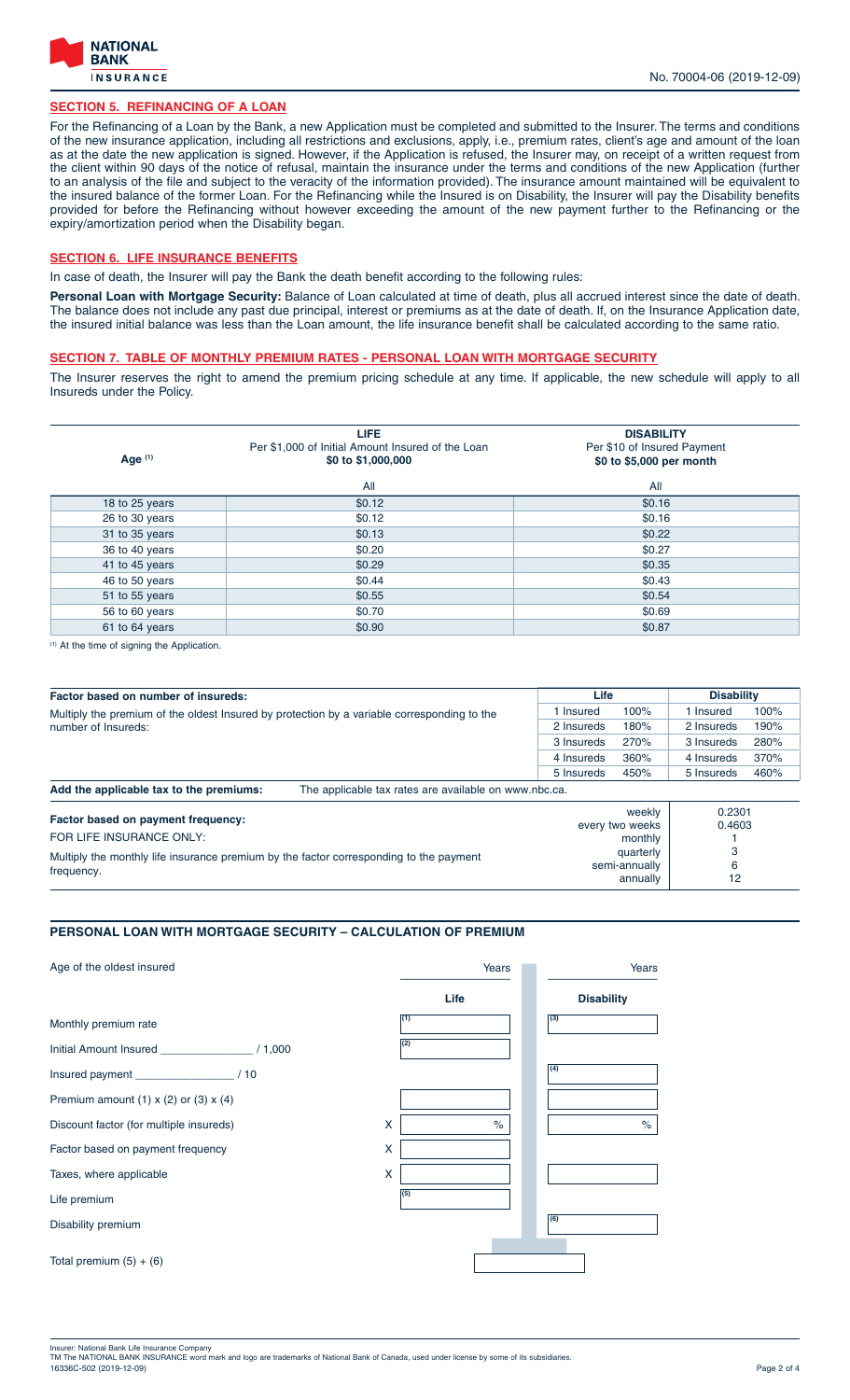No. 70004-06 (2019-12-09)

## SECTION 5. REFINANCING OF A LOAN

For the Refinancing of a Loan by the Bank, a new Application must be completed and submitted to the Insurer. The terms and conditions of the new insurance application, including all restrictions and exclusions, apply, i.e., premium rates, client's age and amount of the loan as at the date the new application is signed. However, if the Application is refused, the Insurer may, on receipt of a written request from the client within 90 days of the notice of refusal, maintain the insurance under the terms and conditions of the new Application (further to an analysis of the file and subject to the veracity of the information provided). The insurance amount maintained will be equivalent to the insured balance of the former Loan. For the Refinancing while the Insured is on Disability, the Insurer will pay the Disability benefits provided for before the Refinancing without however exceeding the amount of the new payment further to the Refinancing or the expiry/amortization period when the Disability began.

## SECTION 6. LIFE INSURANCE BENEFITS

In case of death, the Insurer will pay the Bank the death benefit according to the following rules:

**Personal Loan with Mortgage Security:** Balance of Loan calculated at time of death, plus all accrued interest since the date of death. The balance does not include any past due principal, interest or premiums as at the date of death. If, on the Insurance Application date, the insured initial balance was less than the Loan amount, the life insurance benefit shall be calculated according to the same ratio.

## SECTION 7. TABLE OF MONTHLY PREMIUM RATES - PERSONAL LOAN WITH MORTGAGE SECURITY

The Insurer reserves the right to amend the premium pricing schedule at any time. If applicable, the new schedule will apply to all Insureds under the Policy.

| Age [1] | **LIFE** Per \$1,000 of Initial Amount Insured of the Loan **\$0 to \$1,000,000** | **DISABILITY** Per \$10 of Insured Payment **\$0 to \$5,000 per month** |
|---|---|---|
| | All | All |
| 18 to 25 years | \$0.12 | \$0.16 |
| 26 to 30 years | \$0.12 | \$0.16 |
| 31 to 35 years | \$0.13 | \$0.22 |
| 36 to 40 years | \$0.20 | \$0.27 |
| 41 to 45 years | \$0.29 | \$0.35 |
| 46 to 50 years | \$0.44 | \$0.43 |
| 51 to 55 years | \$0.55 | \$0.54 |
| 56 to 60 years | \$0.70 | \$0.69 |
| 61 to 64 years | \$0.90 | \$0.87 |

[1] At the time of signing the Application.

| **Factor based on number of insureds:** | **Life** | | **Disability** | |
|---|---|---|---|---|
| Multiply the premium of the oldest Insured by protection by a variable corresponding to the number of Insureds: | 1 Insured | 100% | 1 Insured | 100% |
| | 2 Insureds | 180% | 2 Insureds | 190% |
| | 3 Insureds | 270% | 3 Insureds | 280% |
| | 4 Insureds | 360% | 4 Insureds | 370% |
| | 5 Insureds | 450% | 5 Insureds | 460% |

**Add the applicable tax to the premiums:** The applicable tax rates are available on www.nbc.ca.

| **Factor based on payment frequency:** FOR LIFE INSURANCE ONLY: Multiply the monthly life insurance premium by the factor corresponding to the payment frequency. | | |
|---|---|---|
| | weekly | 0.2301 |
| | every two weeks | 0.4603 |
| | monthly | 1 |
| | quarterly | 3 |
| | semi-annually | 6 |
| | annually | 12 |

## PERSONAL LOAN WITH MORTGAGE SECURITY – CALCULATION OF PREMIUM

| | Life | Disability |
|---|---|---|
| Age of the oldest insured | Years | Years |
| Monthly premium rate | (1) | (3) |
| Initial Amount Insured \_\_\_\_\_\_\_\_\_\_ / 1,000 | (2) | |
| Insured payment \_\_\_\_\_\_\_\_\_\_ / 10 | | (4) |
| Premium amount (1) x (2) or (3) x (4) | | |
| Discount factor (for multiple insureds) | X % | % |
| Factor based on payment frequency | X | |
| Taxes, where applicable | X | |
| Life premium | (5) | |
| Disability premium | | (6) |
| Total premium (5) + (6) | | |

Insurer: National Bank Life Insurance Company
TM The NATIONAL BANK INSURANCE word mark and logo are trademarks of National Bank of Canada, used under license by some of its subsidiaries.
16336C-502 (2019-12-09)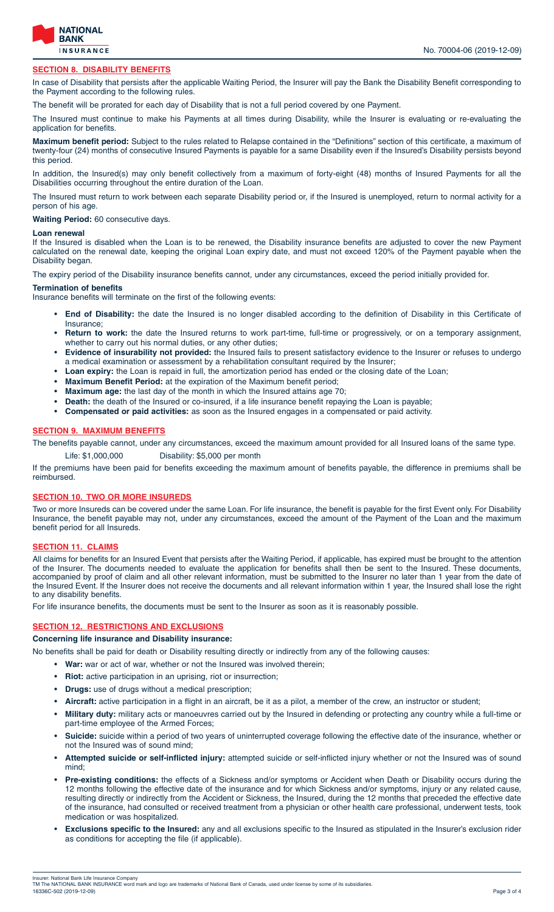## SECTION 8. DISABILITY BENEFITS

In case of Disability that persists after the applicable Waiting Period, the Insurer will pay the Bank the Disability Benefit corresponding to the Payment according to the following rules.

The benefit will be prorated for each day of Disability that is not a full period covered by one Payment.

The Insured must continue to make his Payments at all times during Disability, while the Insurer is evaluating or re-evaluating the application for benefits.

**Maximum benefit period:** Subject to the rules related to Relapse contained in the "Definitions" section of this certificate, a maximum of twenty-four (24) months of consecutive Insured Payments is payable for a same Disability even if the Insured's Disability persists beyond this period.

In addition, the Insured(s) may only benefit collectively from a maximum of forty-eight (48) months of Insured Payments for all the Disabilities occurring throughout the entire duration of the Loan.

The Insured must return to work between each separate Disability period or, if the Insured is unemployed, return to normal activity for a person of his age.

**Waiting Period:** 60 consecutive days.

**Loan renewal**

If the Insured is disabled when the Loan is to be renewed, the Disability insurance benefits are adjusted to cover the new Payment calculated on the renewal date, keeping the original Loan expiry date, and must not exceed 120% of the Payment payable when the Disability began.

The expiry period of the Disability insurance benefits cannot, under any circumstances, exceed the period initially provided for.

**Termination of benefits**

Insurance benefits will terminate on the first of the following events:

- **End of Disability:** the date the Insured is no longer disabled according to the definition of Disability in this Certificate of Insurance;
- **Return to work:** the date the Insured returns to work part-time, full-time or progressively, or on a temporary assignment, whether to carry out his normal duties, or any other duties;
- **Evidence of insurability not provided:** the Insured fails to present satisfactory evidence to the Insurer or refuses to undergo a medical examination or assessment by a rehabilitation consultant required by the Insurer;
- **Loan expiry:** the Loan is repaid in full, the amortization period has ended or the closing date of the Loan;
- **Maximum Benefit Period:** at the expiration of the Maximum benefit period;
- **Maximum age:** the last day of the month in which the Insured attains age 70;
- **Death:** the death of the Insured or co-insured, if a life insurance benefit repaying the Loan is payable;
- **Compensated or paid activities:** as soon as the Insured engages in a compensated or paid activity.

## SECTION 9. MAXIMUM BENEFITS

The benefits payable cannot, under any circumstances, exceed the maximum amount provided for all Insured loans of the same type.

Life: $1,000,000 Disability: $5,000 per month

If the premiums have been paid for benefits exceeding the maximum amount of benefits payable, the difference in premiums shall be reimbursed.

## SECTION 10. TWO OR MORE INSUREDS

Two or more Insureds can be covered under the same Loan. For life insurance, the benefit is payable for the first Event only. For Disability Insurance, the benefit payable may not, under any circumstances, exceed the amount of the Payment of the Loan and the maximum benefit period for all Insureds.

## SECTION 11. CLAIMS

All claims for benefits for an Insured Event that persists after the Waiting Period, if applicable, has expired must be brought to the attention of the Insurer. The documents needed to evaluate the application for benefits shall then be sent to the Insured. These documents, accompanied by proof of claim and all other relevant information, must be submitted to the Insurer no later than 1 year from the date of the Insured Event. If the Insurer does not receive the documents and all relevant information within 1 year, the Insured shall lose the right to any disability benefits.

For life insurance benefits, the documents must be sent to the Insurer as soon as it is reasonably possible.

## SECTION 12. RESTRICTIONS AND EXCLUSIONS

**Concerning life insurance and Disability insurance:**

No benefits shall be paid for death or Disability resulting directly or indirectly from any of the following causes:

- **War:** war or act of war, whether or not the Insured was involved therein;
- **Riot:** active participation in an uprising, riot or insurrection;
- **Drugs:** use of drugs without a medical prescription;
- **Aircraft:** active participation in a flight in an aircraft, be it as a pilot, a member of the crew, an instructor or student;
- **Military duty:** military acts or manoeuvres carried out by the Insured in defending or protecting any country while a full-time or part-time employee of the Armed Forces;
- **Suicide:** suicide within a period of two years of uninterrupted coverage following the effective date of the insurance, whether or not the Insured was of sound mind;
- **Attempted suicide or self-inflicted injury:** attempted suicide or self-inflicted injury whether or not the Insured was of sound mind;
- **Pre-existing conditions:** the effects of a Sickness and/or symptoms or Accident when Death or Disability occurs during the 12 months following the effective date of the insurance and for which Sickness and/or symptoms, injury or any related cause, resulting directly or indirectly from the Accident or Sickness, the Insured, during the 12 months that preceded the effective date of the insurance, had consulted or received treatment from a physician or other health care professional, underwent tests, took medication or was hospitalized.
- **Exclusions specific to the Insured:** any and all exclusions specific to the Insured as stipulated in the Insurer's exclusion rider as conditions for accepting the file (if applicable).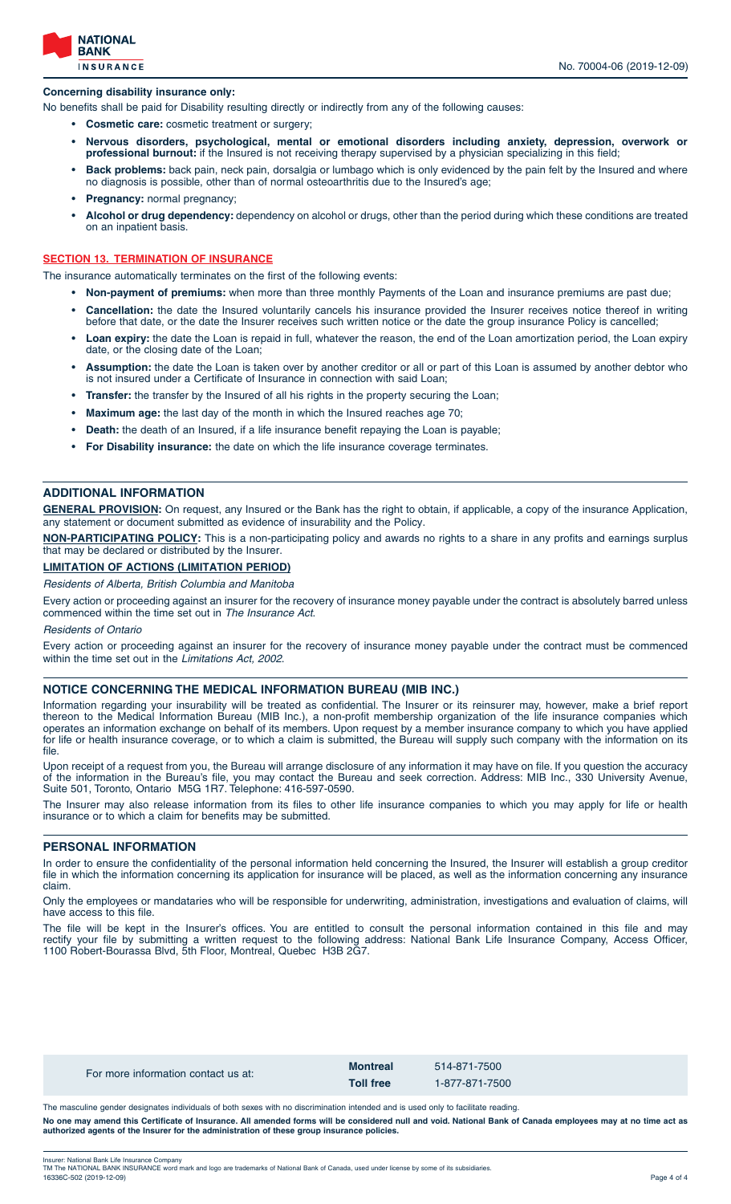**Concerning disability insurance only:**

No benefits shall be paid for Disability resulting directly or indirectly from any of the following causes:

- **Cosmetic care:** cosmetic treatment or surgery;
- **Nervous disorders, psychological, mental or emotional disorders including anxiety, depression, overwork or professional burnout:** if the Insured is not receiving therapy supervised by a physician specializing in this field;
- **Back problems:** back pain, neck pain, dorsalgia or lumbago which is only evidenced by the pain felt by the Insured and where no diagnosis is possible, other than of normal osteoarthritis due to the Insured's age;
- **Pregnancy:** normal pregnancy;
- **Alcohol or drug dependency:** dependency on alcohol or drugs, other than the period during which these conditions are treated on an inpatient basis.

## SECTION 13. TERMINATION OF INSURANCE

The insurance automatically terminates on the first of the following events:

- **Non-payment of premiums:** when more than three monthly Payments of the Loan and insurance premiums are past due;
- **Cancellation:** the date the Insured voluntarily cancels his insurance provided the Insurer receives notice thereof in writing before that date, or the date the Insurer receives such written notice or the date the group insurance Policy is cancelled;
- **Loan expiry:** the date the Loan is repaid in full, whatever the reason, the end of the Loan amortization period, the Loan expiry date, or the closing date of the Loan;
- **Assumption:** the date the Loan is taken over by another creditor or all or part of this Loan is assumed by another debtor who is not insured under a Certificate of Insurance in connection with said Loan;
- **Transfer:** the transfer by the Insured of all his rights in the property securing the Loan;
- **Maximum age:** the last day of the month in which the Insured reaches age 70;
- **Death:** the death of an Insured, if a life insurance benefit repaying the Loan is payable;
- **For Disability insurance:** the date on which the life insurance coverage terminates.

## ADDITIONAL INFORMATION

**GENERAL PROVISION:** On request, any Insured or the Bank has the right to obtain, if applicable, a copy of the insurance Application, any statement or document submitted as evidence of insurability and the Policy.

**NON-PARTICIPATING POLICY:** This is a non-participating policy and awards no rights to a share in any profits and earnings surplus that may be declared or distributed by the Insurer.

**LIMITATION OF ACTIONS (LIMITATION PERIOD)**

*Residents of Alberta, British Columbia and Manitoba*

Every action or proceeding against an insurer for the recovery of insurance money payable under the contract is absolutely barred unless commenced within the time set out in *The Insurance Act.*

*Residents of Ontario*

Every action or proceeding against an insurer for the recovery of insurance money payable under the contract must be commenced within the time set out in the *Limitations Act, 2002.*

## NOTICE CONCERNING THE MEDICAL INFORMATION BUREAU (MIB INC.)

Information regarding your insurability will be treated as confidential. The Insurer or its reinsurer may, however, make a brief report thereon to the Medical Information Bureau (MIB Inc.), a non-profit membership organization of the life insurance companies which operates an information exchange on behalf of its members. Upon request by a member insurance company to which you have applied for life or health insurance coverage, or to which a claim is submitted, the Bureau will supply such company with the information on its file.

Upon receipt of a request from you, the Bureau will arrange disclosure of any information it may have on file. If you question the accuracy of the information in the Bureau's file, you may contact the Bureau and seek correction. Address: MIB Inc., 330 University Avenue, Suite 501, Toronto, Ontario M5G 1R7. Telephone: 416-597-0590.

The Insurer may also release information from its files to other life insurance companies to which you may apply for life or health insurance or to which a claim for benefits may be submitted.

## PERSONAL INFORMATION

In order to ensure the confidentiality of the personal information held concerning the Insured, the Insurer will establish a group creditor file in which the information concerning its application for insurance will be placed, as well as the information concerning any insurance claim.

Only the employees or mandataries who will be responsible for underwriting, administration, investigations and evaluation of claims, will have access to this file.

The file will be kept in the Insurer's offices. You are entitled to consult the personal information contained in this file and may rectify your file by submitting a written request to the following address: National Bank Life Insurance Company, Access Officer, 1100 Robert-Bourassa Blvd, 5th Floor, Montreal, Quebec H3B 2G7.

| | | |
|---|---|---|
| For more information contact us at: | **Montreal** | 514-871-7500 |
| | **Toll free** | 1-877-871-7500 |

The masculine gender designates individuals of both sexes with no discrimination intended and is used only to facilitate reading.

**No one may amend this Certificate of Insurance. All amended forms will be considered null and void. National Bank of Canada employees may at no time act as authorized agents of the Insurer for the administration of these group insurance policies.**

Insurer: National Bank Life Insurance Company
TM The NATIONAL BANK INSURANCE word mark and logo are trademarks of National Bank of Canada, used under license by some of its subsidiaries.
16336C-502 (2019-12-09)